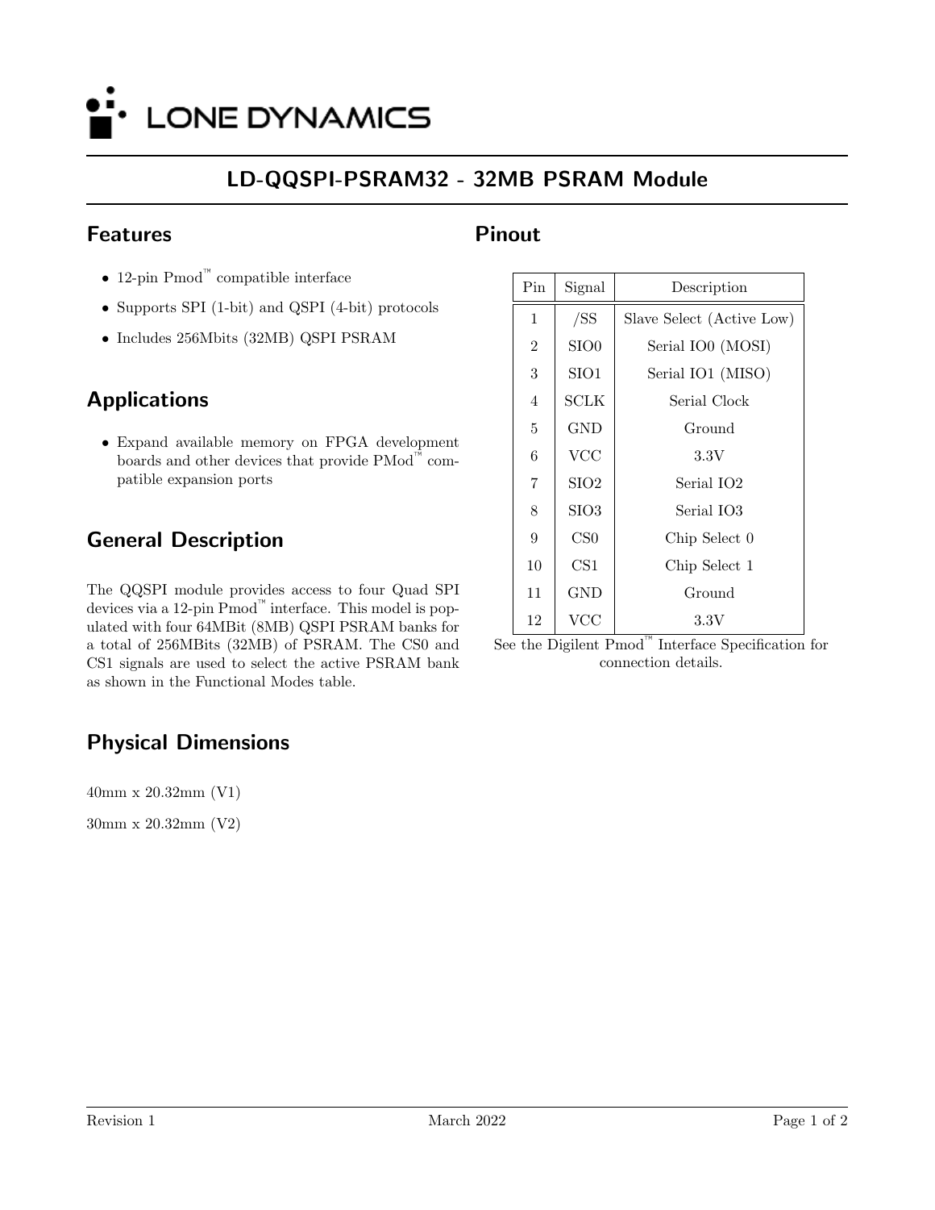LONE DYNAMICS

# LD-QQSPI-PSRAM32 - 32MB PSRAM Module

## Features

- 12-pin Pmod™ compatible interface
- Supports SPI (1-bit) and QSPI (4-bit) protocols
- Includes 256Mbits (32MB) QSPI PSRAM

## Applications

- Expand available memory on FPGA development boards and other devices that provide PMod™ compatible expansion ports

## General Description

The QQSPI module provides access to four Quad SPI devices via a 12-pin Pmod™ interface. This model is populated with four 64MBit (8MB) QSPI PSRAM banks for a total of 256MBits (32MB) of PSRAM. The CS0 and CS1 signals are used to select the active PSRAM bank as shown in the Functional Modes table.

## Physical Dimensions

40mm x 20.32mm (V1)

30mm x 20.32mm (V2)

## Pinout

| Pin | Signal | Description |
|---|---|---|
| 1 | /SS | Slave Select (Active Low) |
| 2 | SIO0 | Serial IO0 (MOSI) |
| 3 | SIO1 | Serial IO1 (MISO) |
| 4 | SCLK | Serial Clock |
| 5 | GND | Ground |
| 6 | VCC | 3.3V |
| 7 | SIO2 | Serial IO2 |
| 8 | SIO3 | Serial IO3 |
| 9 | CS0 | Chip Select 0 |
| 10 | CS1 | Chip Select 1 |
| 11 | GND | Ground |
| 12 | VCC | 3.3V |

See the Digilent Pmod™ Interface Specification for connection details.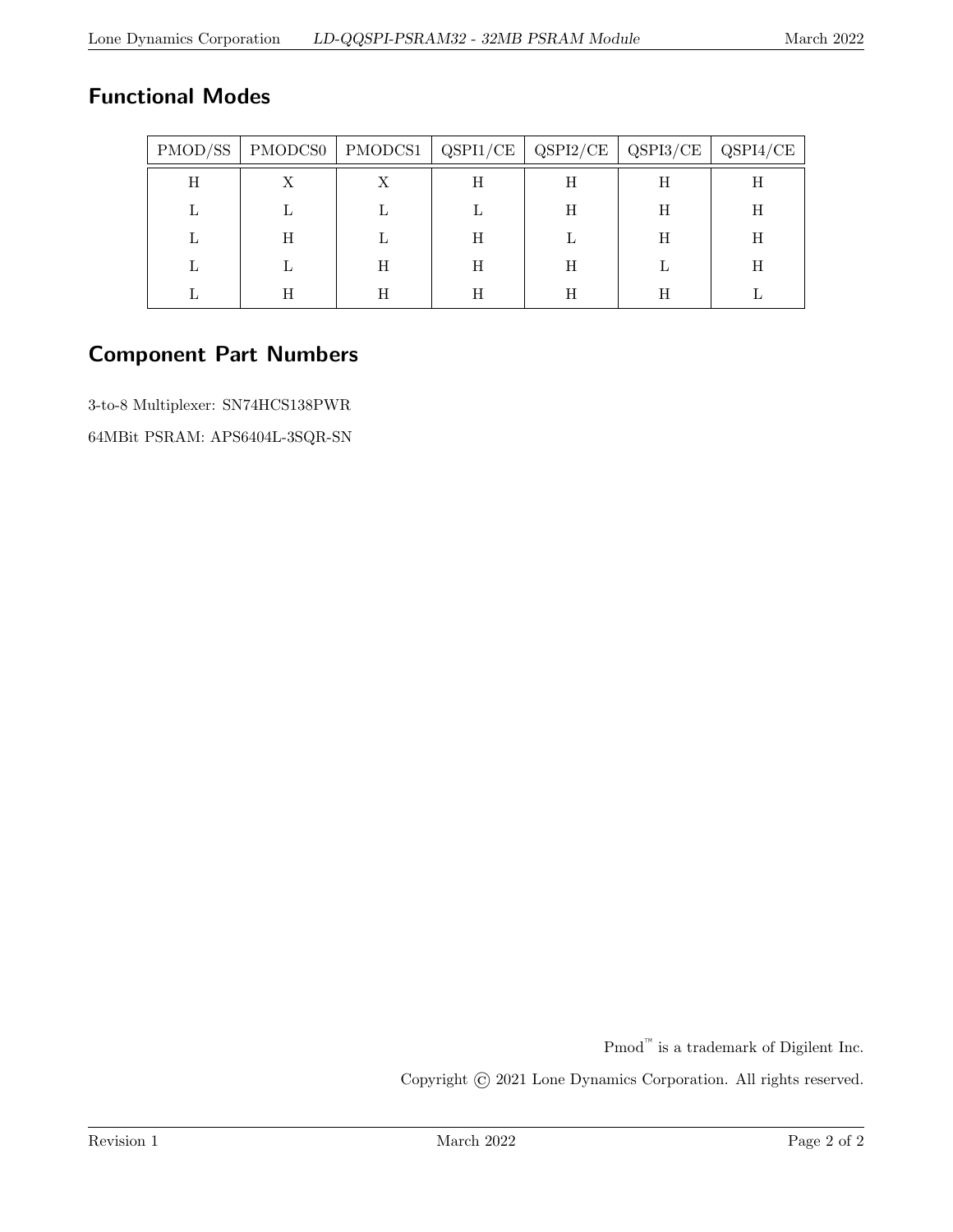## Functional Modes

| PMOD/SS | PMODCS0 | PMODCS1 | QSPI1/CE | QSPI2/CE | QSPI3/CE | QSPI4/CE |
|---|---|---|---|---|---|---|
| H | X | X | H | H | H | H |
| L | L | L | L | H | H | H |
| L | H | L | H | L | H | H |
| L | L | H | H | H | L | H |
| L | H | H | H | H | H | L |

## Component Part Numbers

3-to-8 Multiplexer: SN74HCS138PWR

64MBit PSRAM: APS6404L-3SQR-SN

Pmod™ is a trademark of Digilent Inc.

Copyright © 2021 Lone Dynamics Corporation. All rights reserved.